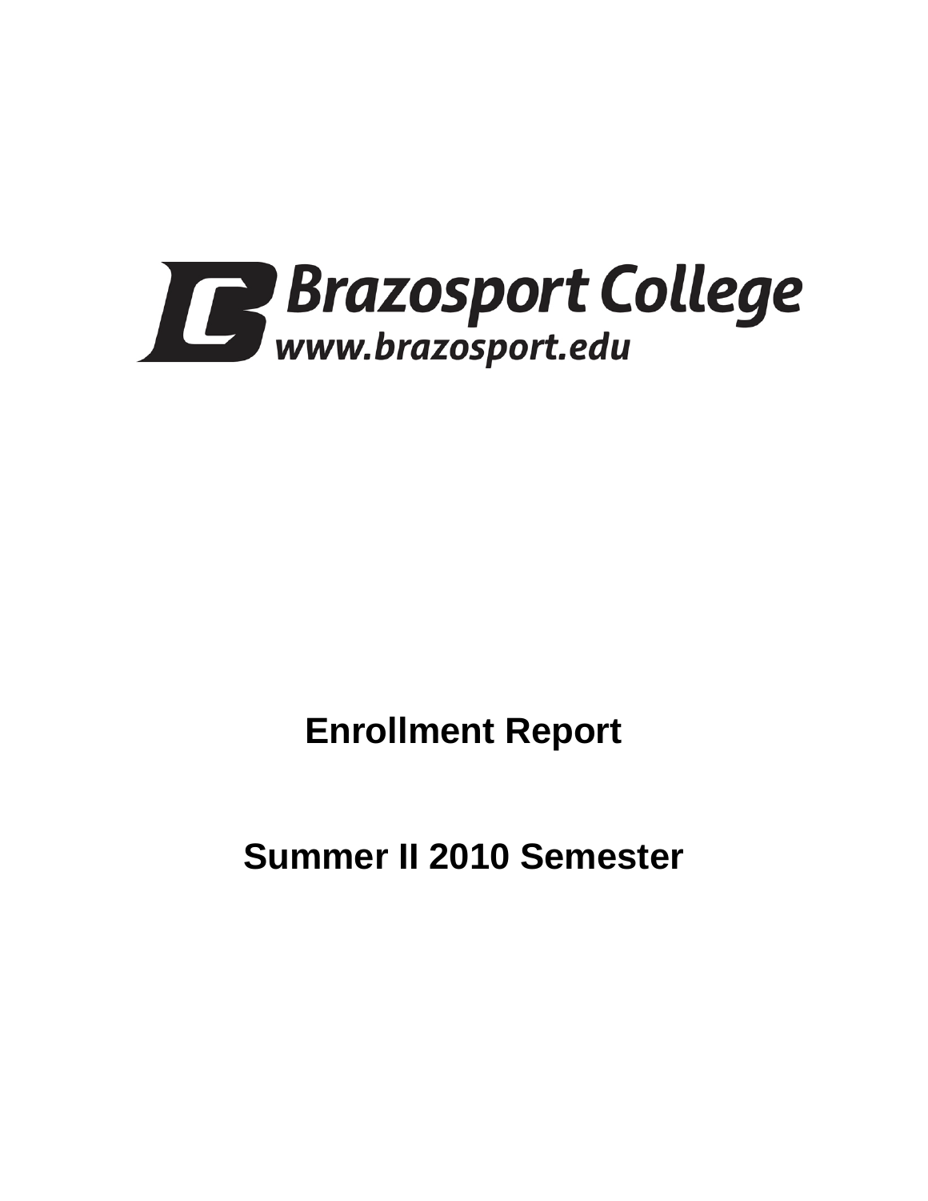Brazosport College
www.brazosport.edu

# Enrollment Report

# Summer II 2010 Semester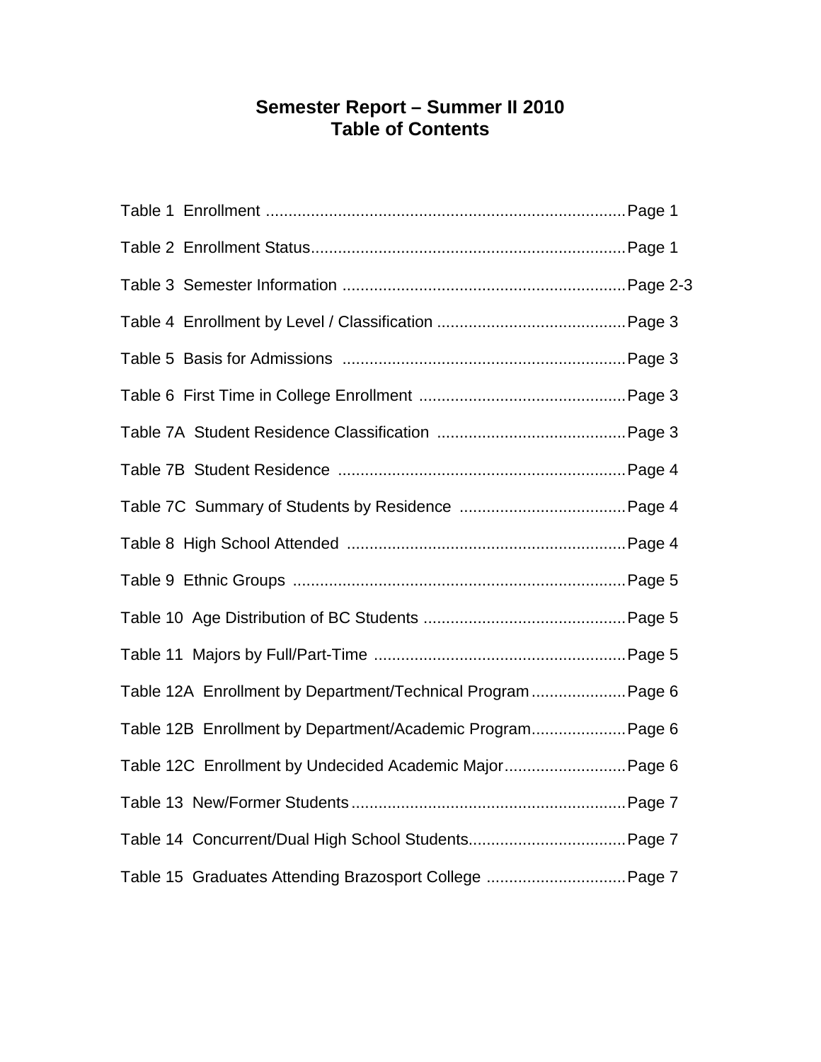# Semester Report – Summer II 2010
# Table of Contents

Table 1 Enrollment ................................................................................Page 1

Table 2 Enrollment Status......................................................................Page 1

Table 3 Semester Information ...............................................................Page 2-3

Table 4 Enrollment by Level / Classification ..........................................Page 3

Table 5 Basis for Admissions ...............................................................Page 3

Table 6 First Time in College Enrollment ..............................................Page 3

Table 7A Student Residence Classification ..........................................Page 3

Table 7B Student Residence ................................................................Page 4

Table 7C Summary of Students by Residence .....................................Page 4

Table 8 High School Attended ..............................................................Page 4

Table 9 Ethnic Groups ..........................................................................Page 5

Table 10 Age Distribution of BC Students .............................................Page 5

Table 11 Majors by Full/Part-Time ........................................................Page 5

Table 12A Enrollment by Department/Technical Program.....................Page 6

Table 12B Enrollment by Department/Academic Program.....................Page 6

Table 12C Enrollment by Undecided Academic Major...........................Page 6

Table 13 New/Former Students.............................................................Page 7

Table 14 Concurrent/Dual High School Students...................................Page 7

Table 15 Graduates Attending Brazosport College ...............................Page 7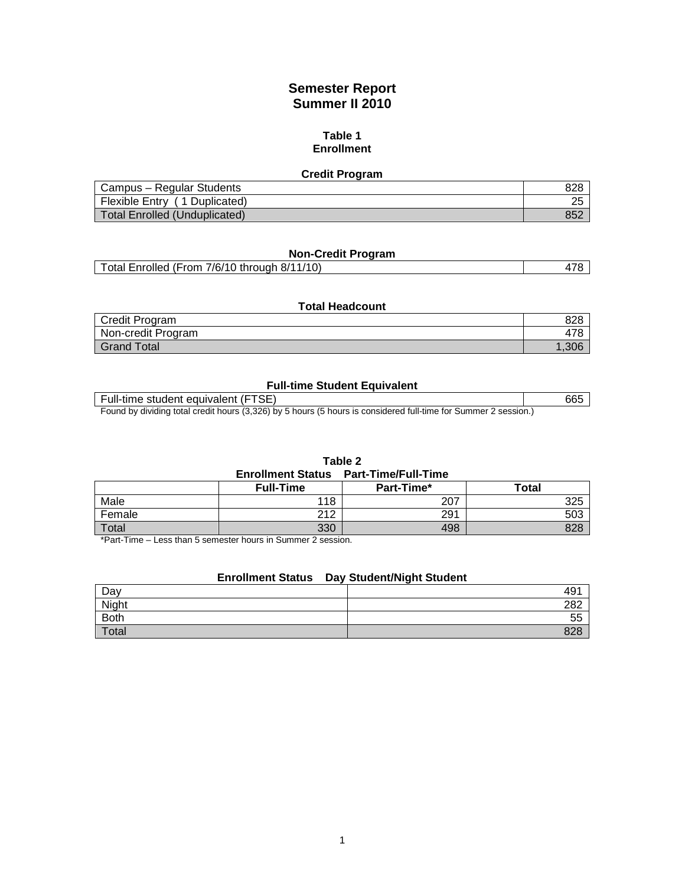# Semester Report
# Summer II 2010

## Table 1
## Enrollment

**Credit Program**

| | |
|---|---|
| Campus – Regular Students | 828 |
| Flexible Entry ( 1 Duplicated) | 25 |
| Total Enrolled (Unduplicated) | 852 |

**Non-Credit Program**

| | |
|---|---|
| Total Enrolled (From 7/6/10 through 8/11/10) | 478 |

**Total Headcount**

| | |
|---|---|
| Credit Program | 828 |
| Non-credit Program | 478 |
| Grand Total | 1,306 |

**Full-time Student Equivalent**

| | |
|---|---|
| Full-time student equivalent (FTSE) | 665 |

Found by dividing total credit hours (3,326) by 5 hours (5 hours is considered full-time for Summer 2 session.)

## Table 2
**Enrollment Status Part-Time/Full-Time**

| | Full-Time | Part-Time* | Total |
|---|---|---|---|
| Male | 118 | 207 | 325 |
| Female | 212 | 291 | 503 |
| Total | 330 | 498 | 828 |

*Part-Time – Less than 5 semester hours in Summer 2 session.

**Enrollment Status Day Student/Night Student**

| | |
|---|---|
| Day | 491 |
| Night | 282 |
| Both | 55 |
| Total | 828 |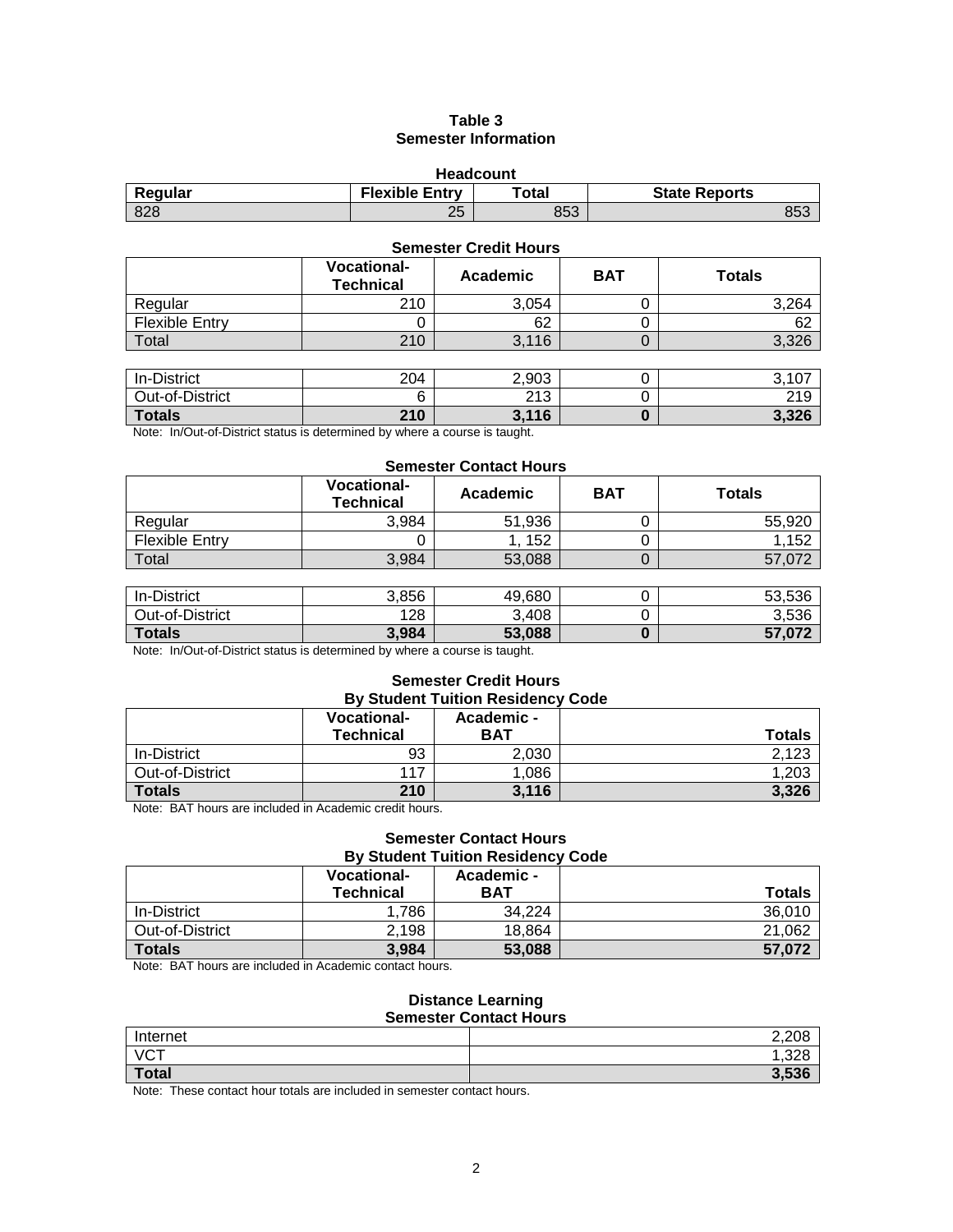# Table 3
## Semester Information

### Headcount

| Regular | Flexible Entry | Total | State Reports |
|---|---|---|---|
| 828 | 25 | 853 | 853 |

### Semester Credit Hours

| | Vocational-Technical | Academic | BAT | Totals |
|---|---|---|---|---|
| Regular | 210 | 3,054 | 0 | 3,264 |
| Flexible Entry | 0 | 62 | 0 | 62 |
| Total | 210 | 3,116 | 0 | 3,326 |

| | | | | |
|---|---|---|---|---|
| In-District | 204 | 2,903 | 0 | 3,107 |
| Out-of-District | 6 | 213 | 0 | 219 |
| **Totals** | **210** | **3,116** | **0** | **3,326** |

Note: In/Out-of-District status is determined by where a course is taught.

### Semester Contact Hours

| | Vocational-Technical | Academic | BAT | Totals |
|---|---|---|---|---|
| Regular | 3,984 | 51,936 | 0 | 55,920 |
| Flexible Entry | 0 | 1, 152 | 0 | 1,152 |
| Total | 3,984 | 53,088 | 0 | 57,072 |

| | | | | |
|---|---|---|---|---|
| In-District | 3,856 | 49,680 | 0 | 53,536 |
| Out-of-District | 128 | 3,408 | 0 | 3,536 |
| **Totals** | **3,984** | **53,088** | **0** | **57,072** |

Note: In/Out-of-District status is determined by where a course is taught.

### Semester Credit Hours By Student Tuition Residency Code

| | Vocational-Technical | Academic - BAT | Totals |
|---|---|---|---|
| In-District | 93 | 2,030 | 2,123 |
| Out-of-District | 117 | 1,086 | 1,203 |
| **Totals** | **210** | **3,116** | **3,326** |

Note: BAT hours are included in Academic credit hours.

### Semester Contact Hours By Student Tuition Residency Code

| | Vocational-Technical | Academic - BAT | Totals |
|---|---|---|---|
| In-District | 1,786 | 34,224 | 36,010 |
| Out-of-District | 2,198 | 18,864 | 21,062 |
| **Totals** | **3,984** | **53,088** | **57,072** |

Note: BAT hours are included in Academic contact hours.

### Distance Learning Semester Contact Hours

| | |
|---|---|
| Internet | 2,208 |
| VCT | 1,328 |
| **Total** | **3,536** |

Note: These contact hour totals are included in semester contact hours.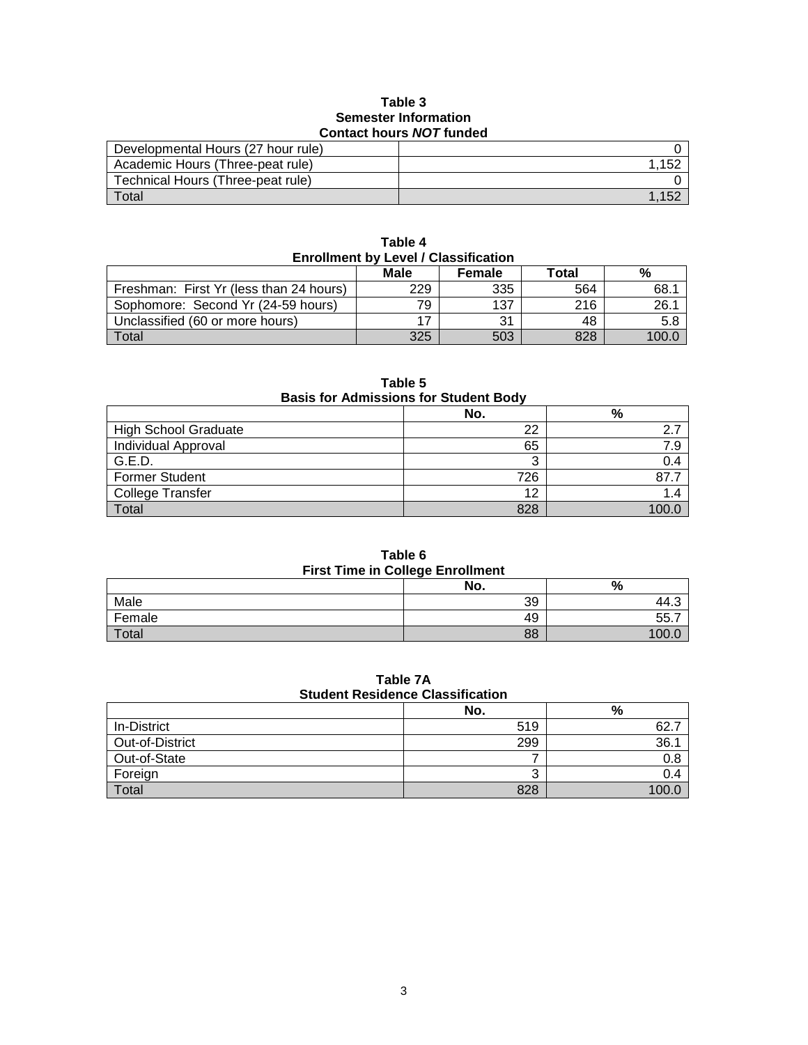**Table 3**
**Semester Information**
**Contact hours *NOT* funded**

| | |
|---|---|
| Developmental Hours (27 hour rule) | 0 |
| Academic Hours (Three-peat rule) | 1,152 |
| Technical Hours (Three-peat rule) | 0 |
| Total | 1,152 |

**Table 4**
**Enrollment by Level / Classification**

| | Male | Female | Total | % |
|---|---|---|---|---|
| Freshman: First Yr (less than 24 hours) | 229 | 335 | 564 | 68.1 |
| Sophomore: Second Yr (24-59 hours) | 79 | 137 | 216 | 26.1 |
| Unclassified (60 or more hours) | 17 | 31 | 48 | 5.8 |
| Total | 325 | 503 | 828 | 100.0 |

**Table 5**
**Basis for Admissions for Student Body**

| | No. | % |
|---|---|---|
| High School Graduate | 22 | 2.7 |
| Individual Approval | 65 | 7.9 |
| G.E.D. | 3 | 0.4 |
| Former Student | 726 | 87.7 |
| College Transfer | 12 | 1.4 |
| Total | 828 | 100.0 |

**Table 6**
**First Time in College Enrollment**

| | No. | % |
|---|---|---|
| Male | 39 | 44.3 |
| Female | 49 | 55.7 |
| Total | 88 | 100.0 |

**Table 7A**
**Student Residence Classification**

| | No. | % |
|---|---|---|
| In-District | 519 | 62.7 |
| Out-of-District | 299 | 36.1 |
| Out-of-State | 7 | 0.8 |
| Foreign | 3 | 0.4 |
| Total | 828 | 100.0 |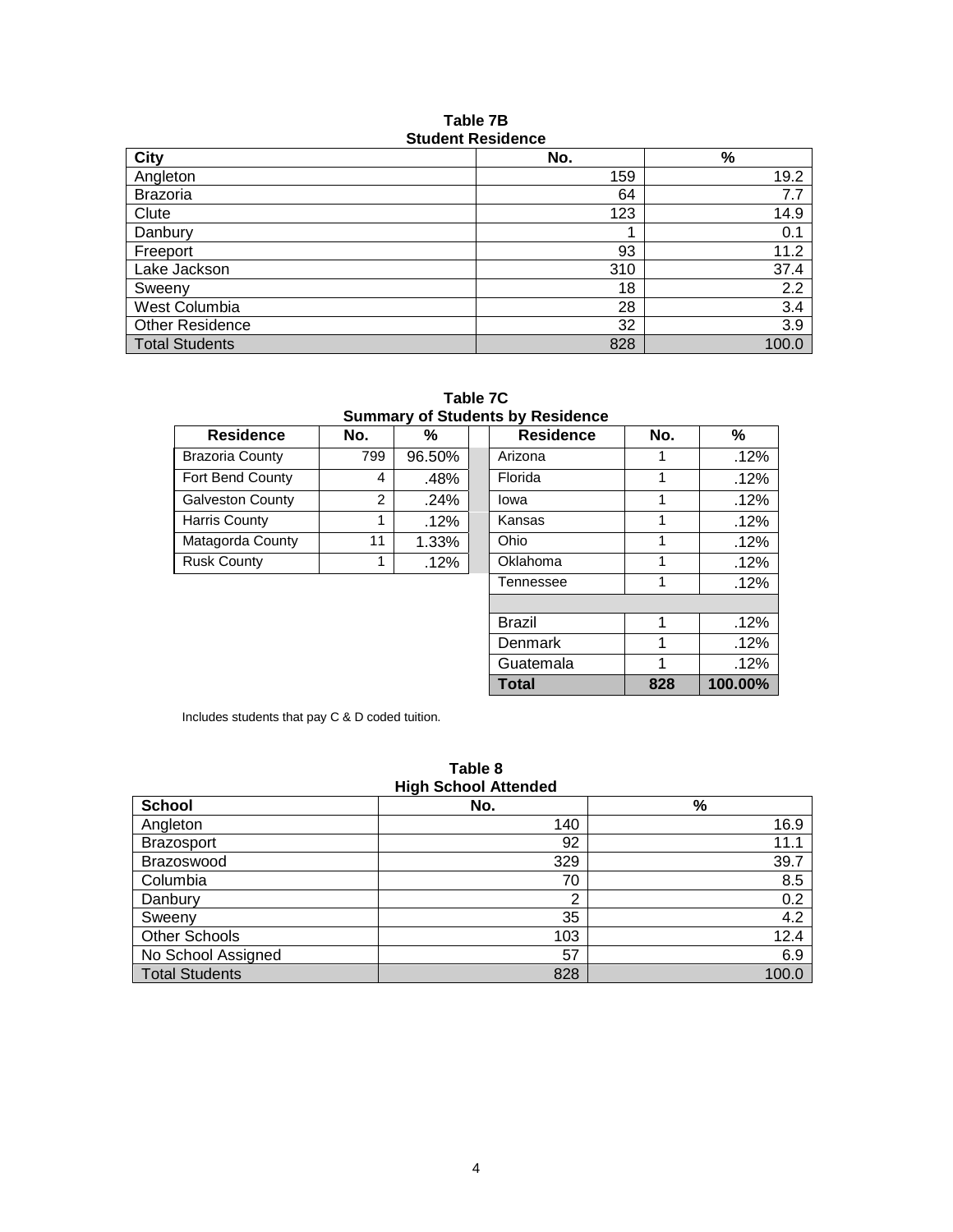**Table 7B**
**Student Residence**

| City | No. | % |
|---|---|---|
| Angleton | 159 | 19.2 |
| Brazoria | 64 | 7.7 |
| Clute | 123 | 14.9 |
| Danbury | 1 | 0.1 |
| Freeport | 93 | 11.2 |
| Lake Jackson | 310 | 37.4 |
| Sweeny | 18 | 2.2 |
| West Columbia | 28 | 3.4 |
| Other Residence | 32 | 3.9 |
| Total Students | 828 | 100.0 |

**Table 7C**
**Summary of Students by Residence**

| Residence | No. | % | Residence | No. | % |
|---|---|---|---|---|---|
| Brazoria County | 799 | 96.50% | Arizona | 1 | .12% |
| Fort Bend County | 4 | .48% | Florida | 1 | .12% |
| Galveston County | 2 | .24% | Iowa | 1 | .12% |
| Harris County | 1 | .12% | Kansas | 1 | .12% |
| Matagorda County | 11 | 1.33% | Ohio | 1 | .12% |
| Rusk County | 1 | .12% | Oklahoma | 1 | .12% |
| | | | Tennessee | 1 | .12% |
| | | | | | |
| | | | Brazil | 1 | .12% |
| | | | Denmark | 1 | .12% |
| | | | Guatemala | 1 | .12% |
| | | | **Total** | **828** | **100.00%** |

Includes students that pay C & D coded tuition.

**Table 8**
**High School Attended**

| School | No. | % |
|---|---|---|
| Angleton | 140 | 16.9 |
| Brazosport | 92 | 11.1 |
| Brazoswood | 329 | 39.7 |
| Columbia | 70 | 8.5 |
| Danbury | 2 | 0.2 |
| Sweeny | 35 | 4.2 |
| Other Schools | 103 | 12.4 |
| No School Assigned | 57 | 6.9 |
| Total Students | 828 | 100.0 |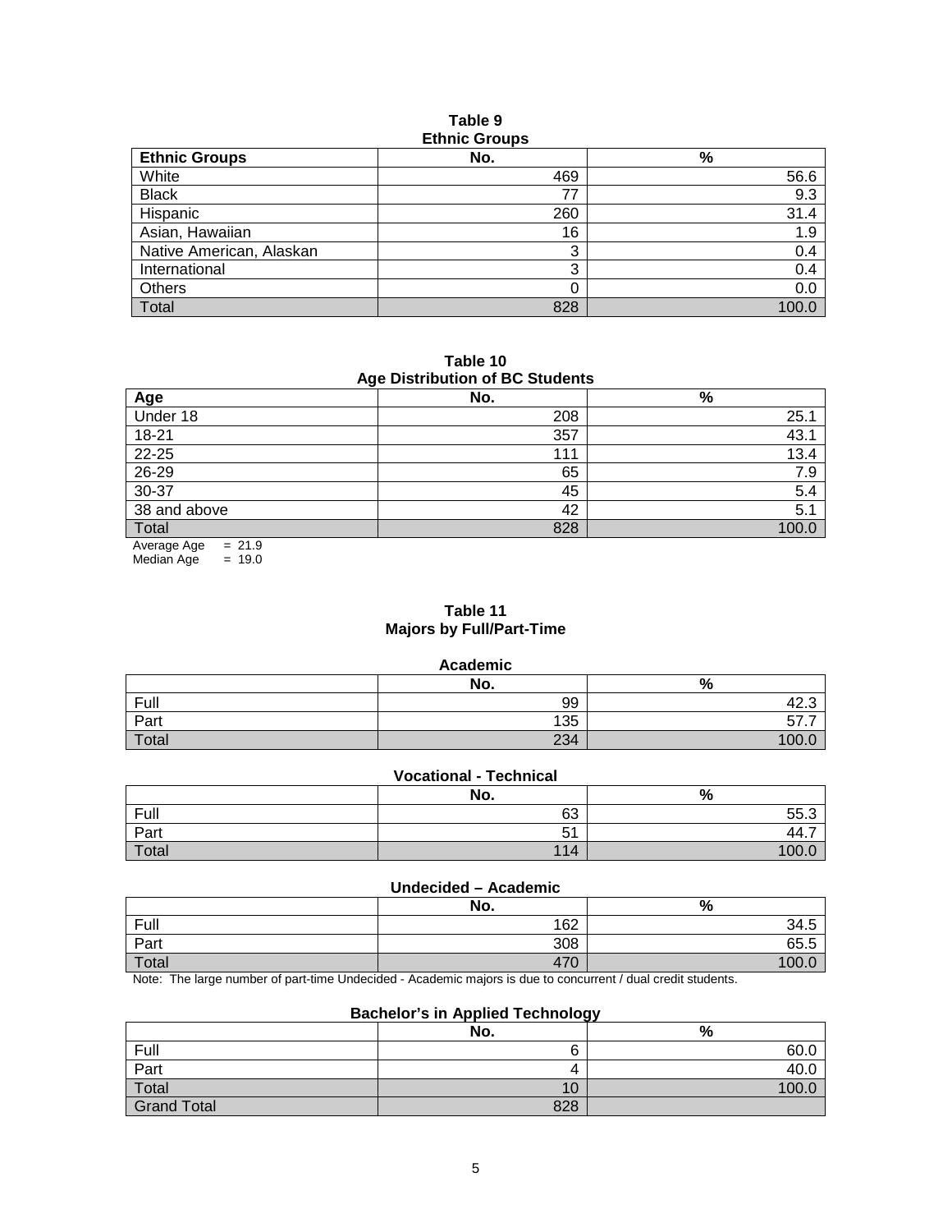**Table 9**
**Ethnic Groups**

| Ethnic Groups | No. | % |
|---|---|---|
| White | 469 | 56.6 |
| Black | 77 | 9.3 |
| Hispanic | 260 | 31.4 |
| Asian, Hawaiian | 16 | 1.9 |
| Native American, Alaskan | 3 | 0.4 |
| International | 3 | 0.4 |
| Others | 0 | 0.0 |
| Total | 828 | 100.0 |

**Table 10**
**Age Distribution of BC Students**

| Age | No. | % |
|---|---|---|
| Under 18 | 208 | 25.1 |
| 18-21 | 357 | 43.1 |
| 22-25 | 111 | 13.4 |
| 26-29 | 65 | 7.9 |
| 30-37 | 45 | 5.4 |
| 38 and above | 42 | 5.1 |
| Total | 828 | 100.0 |

Average Age = 21.9
Median Age = 19.0

**Table 11**
**Majors by Full/Part-Time**

**Academic**

| | No. | % |
|---|---|---|
| Full | 99 | 42.3 |
| Part | 135 | 57.7 |
| Total | 234 | 100.0 |

**Vocational - Technical**

| | No. | % |
|---|---|---|
| Full | 63 | 55.3 |
| Part | 51 | 44.7 |
| Total | 114 | 100.0 |

**Undecided – Academic**

| | No. | % |
|---|---|---|
| Full | 162 | 34.5 |
| Part | 308 | 65.5 |
| Total | 470 | 100.0 |

Note: The large number of part-time Undecided - Academic majors is due to concurrent / dual credit students.

**Bachelor's in Applied Technology**

| | No. | % |
|---|---|---|
| Full | 6 | 60.0 |
| Part | 4 | 40.0 |
| Total | 10 | 100.0 |
| Grand Total | 828 | |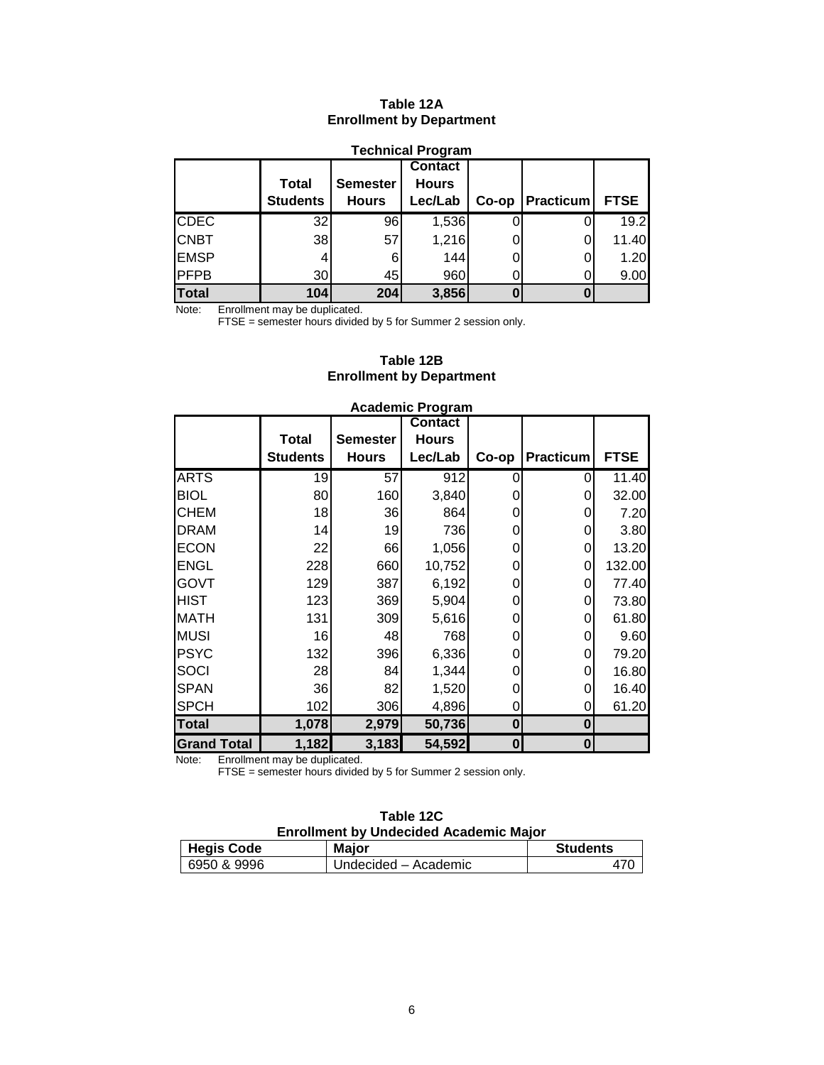**Table 12A**
**Enrollment by Department**

**Technical Program**

| | Total Students | Semester Hours | Contact Hours Lec/Lab | Co-op | Practicum | FTSE |
|---|---|---|---|---|---|---|
| CDEC | 32 | 96 | 1,536 | 0 | 0 | 19.2 |
| CNBT | 38 | 57 | 1,216 | 0 | 0 | 11.40 |
| EMSP | 4 | 6 | 144 | 0 | 0 | 1.20 |
| PFPB | 30 | 45 | 960 | 0 | 0 | 9.00 |
| **Total** | **104** | **204** | **3,856** | **0** | **0** | |

Note: Enrollment may be duplicated.
FTSE = semester hours divided by 5 for Summer 2 session only.

**Table 12B**
**Enrollment by Department**

**Academic Program**

| | Total Students | Semester Hours | Contact Hours Lec/Lab | Co-op | Practicum | FTSE |
|---|---|---|---|---|---|---|
| ARTS | 19 | 57 | 912 | 0 | 0 | 11.40 |
| BIOL | 80 | 160 | 3,840 | 0 | 0 | 32.00 |
| CHEM | 18 | 36 | 864 | 0 | 0 | 7.20 |
| DRAM | 14 | 19 | 736 | 0 | 0 | 3.80 |
| ECON | 22 | 66 | 1,056 | 0 | 0 | 13.20 |
| ENGL | 228 | 660 | 10,752 | 0 | 0 | 132.00 |
| GOVT | 129 | 387 | 6,192 | 0 | 0 | 77.40 |
| HIST | 123 | 369 | 5,904 | 0 | 0 | 73.80 |
| MATH | 131 | 309 | 5,616 | 0 | 0 | 61.80 |
| MUSI | 16 | 48 | 768 | 0 | 0 | 9.60 |
| PSYC | 132 | 396 | 6,336 | 0 | 0 | 79.20 |
| SOCI | 28 | 84 | 1,344 | 0 | 0 | 16.80 |
| SPAN | 36 | 82 | 1,520 | 0 | 0 | 16.40 |
| SPCH | 102 | 306 | 4,896 | 0 | 0 | 61.20 |
| **Total** | **1,078** | **2,979** | **50,736** | **0** | **0** | |
| **Grand Total** | **1,182** | **3,183** | **54,592** | **0** | **0** | |

Note: Enrollment may be duplicated.
FTSE = semester hours divided by 5 for Summer 2 session only.

**Table 12C**
**Enrollment by Undecided Academic Major**

| Hegis Code | Major | Students |
|---|---|---|
| 6950 & 9996 | Undecided – Academic | 470 |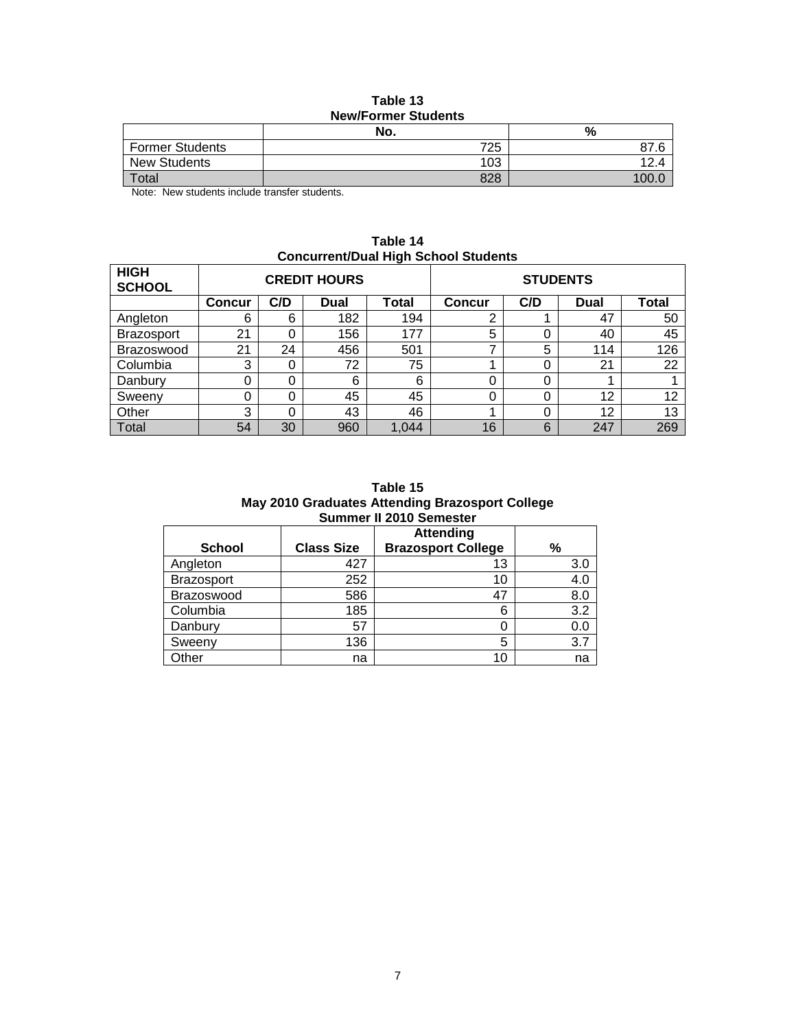**Table 13**
**New/Former Students**

| | No. | % |
|---|---|---|
| Former Students | 725 | 87.6 |
| New Students | 103 | 12.4 |
| Total | 828 | 100.0 |

Note: New students include transfer students.

**Table 14**
**Concurrent/Dual High School Students**

| HIGH SCHOOL | CREDIT HOURS | | | | STUDENTS | | | |
|---|---|---|---|---|---|---|---|---|
| | Concur | C/D | Dual | Total | Concur | C/D | Dual | Total |
| Angleton | 6 | 6 | 182 | 194 | 2 | 1 | 47 | 50 |
| Brazosport | 21 | 0 | 156 | 177 | 5 | 0 | 40 | 45 |
| Brazoswood | 21 | 24 | 456 | 501 | 7 | 5 | 114 | 126 |
| Columbia | 3 | 0 | 72 | 75 | 1 | 0 | 21 | 22 |
| Danbury | 0 | 0 | 6 | 6 | 0 | 0 | 1 | 1 |
| Sweeny | 0 | 0 | 45 | 45 | 0 | 0 | 12 | 12 |
| Other | 3 | 0 | 43 | 46 | 1 | 0 | 12 | 13 |
| Total | 54 | 30 | 960 | 1,044 | 16 | 6 | 247 | 269 |

**Table 15**
**May 2010 Graduates Attending Brazosport College**
**Summer II 2010 Semester**

| School | Class Size | Attending Brazosport College | % |
|---|---|---|---|
| Angleton | 427 | 13 | 3.0 |
| Brazosport | 252 | 10 | 4.0 |
| Brazoswood | 586 | 47 | 8.0 |
| Columbia | 185 | 6 | 3.2 |
| Danbury | 57 | 0 | 0.0 |
| Sweeny | 136 | 5 | 3.7 |
| Other | na | 10 | na |